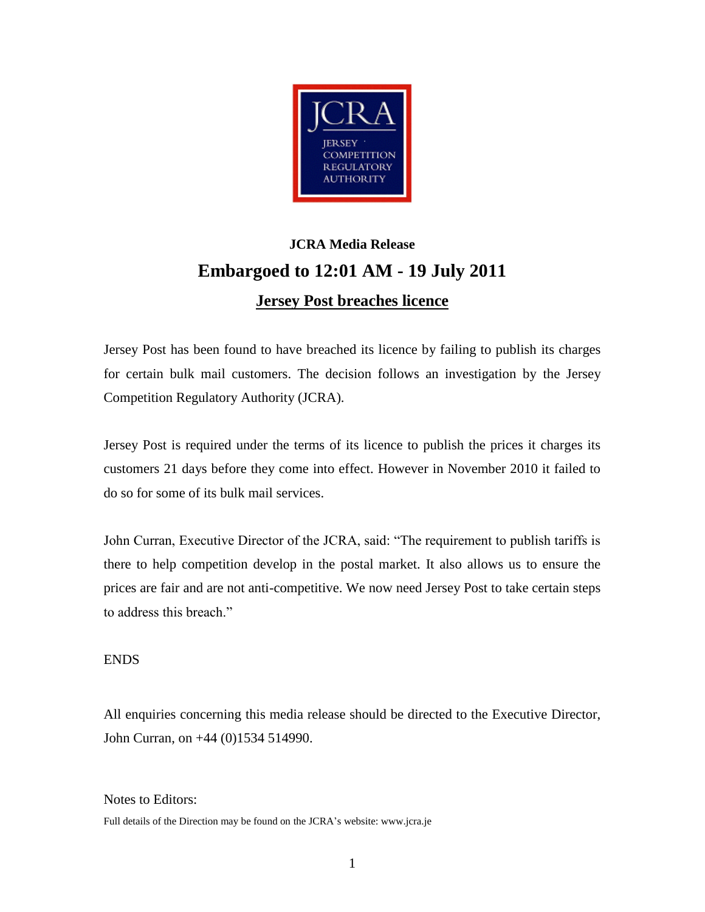JCRA

JERSEY COMPETITION REGULATORY AUTHORITY

**JCRA Media Release**

# Embargoed to 12:01 AM - 19 July 2011

## Jersey Post breaches licence

Jersey Post has been found to have breached its licence by failing to publish its charges for certain bulk mail customers. The decision follows an investigation by the Jersey Competition Regulatory Authority (JCRA).

Jersey Post is required under the terms of its licence to publish the prices it charges its customers 21 days before they come into effect. However in November 2010 it failed to do so for some of its bulk mail services.

John Curran, Executive Director of the JCRA, said: "The requirement to publish tariffs is there to help competition develop in the postal market. It also allows us to ensure the prices are fair and are not anti-competitive. We now need Jersey Post to take certain steps to address this breach."

ENDS

All enquiries concerning this media release should be directed to the Executive Director, John Curran, on +44 (0)1534 514990.

Notes to Editors:

Full details of the Direction may be found on the JCRA's website: www.jcra.je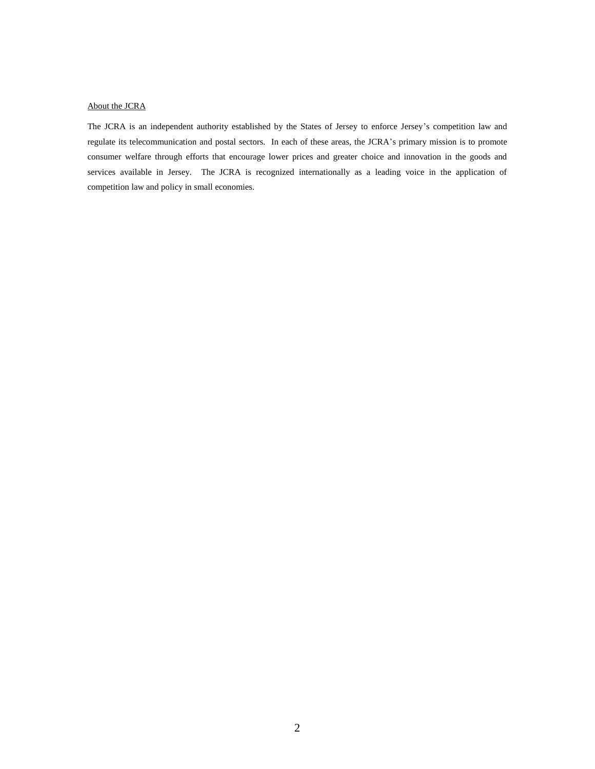About the JCRA

The JCRA is an independent authority established by the States of Jersey to enforce Jersey's competition law and regulate its telecommunication and postal sectors. In each of these areas, the JCRA's primary mission is to promote consumer welfare through efforts that encourage lower prices and greater choice and innovation in the goods and services available in Jersey. The JCRA is recognized internationally as a leading voice in the application of competition law and policy in small economies.